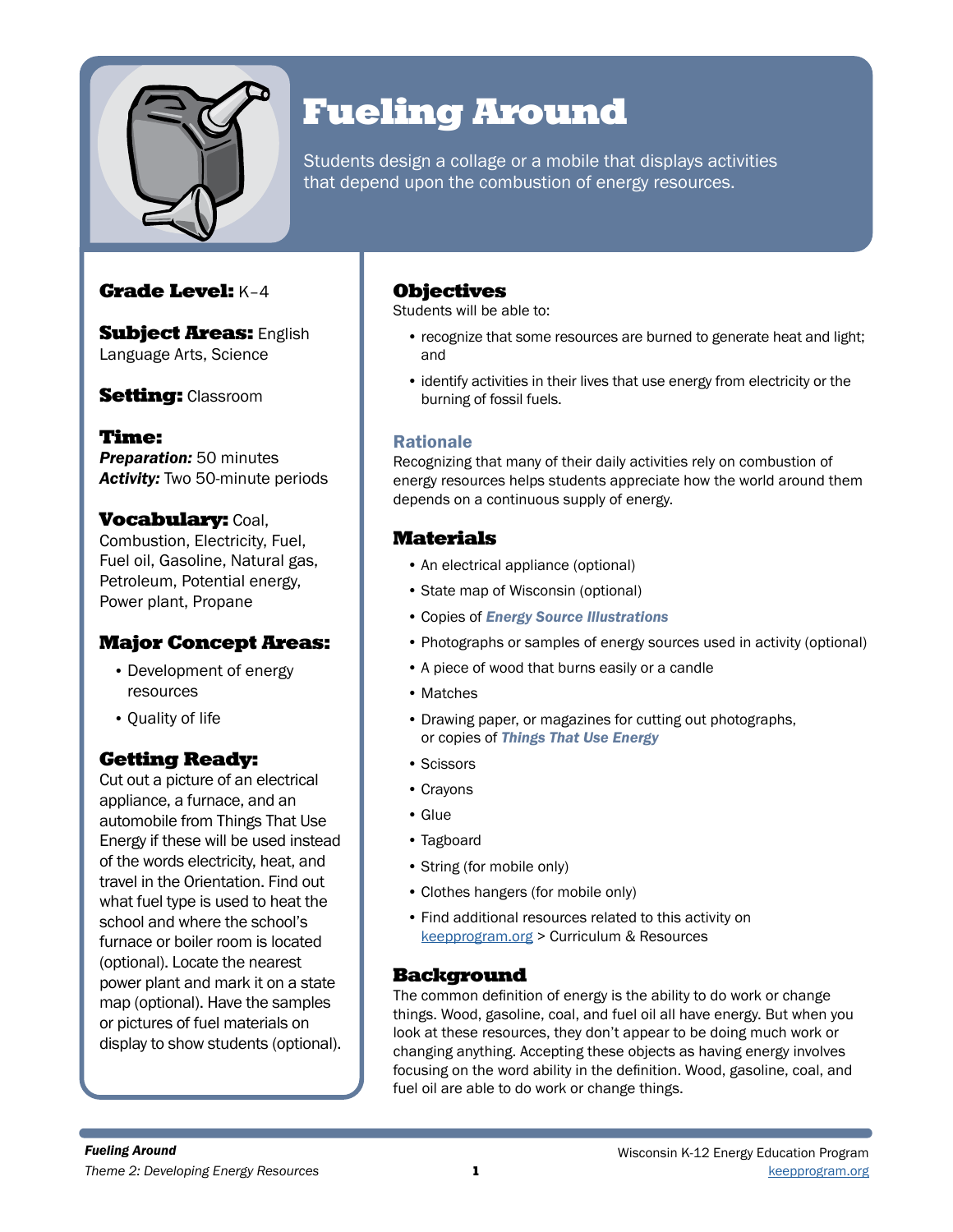# Fueling Around

Students design a collage or a mobile that displays activities that depend upon the combustion of energy resources.

**Grade Level:** K–4

**Subject Areas:** English Language Arts, Science

**Setting:** Classroom

**Time:**
***Preparation:*** 50 minutes
***Activity:*** Two 50-minute periods

**Vocabulary:** Coal, Combustion, Electricity, Fuel, Fuel oil, Gasoline, Natural gas, Petroleum, Potential energy, Power plant, Propane

**Major Concept Areas:**

- Development of energy resources
- Quality of life

**Getting Ready:**
Cut out a picture of an electrical appliance, a furnace, and an automobile from Things That Use Energy if these will be used instead of the words electricity, heat, and travel in the Orientation. Find out what fuel type is used to heat the school and where the school's furnace or boiler room is located (optional). Locate the nearest power plant and mark it on a state map (optional). Have the samples or pictures of fuel materials on display to show students (optional).

## Objectives

Students will be able to:

- recognize that some resources are burned to generate heat and light; and
- identify activities in their lives that use energy from electricity or the burning of fossil fuels.

### Rationale

Recognizing that many of their daily activities rely on combustion of energy resources helps students appreciate how the world around them depends on a continuous supply of energy.

## Materials

- An electrical appliance (optional)
- State map of Wisconsin (optional)
- Copies of ***Energy Source Illustrations***
- Photographs or samples of energy sources used in activity (optional)
- A piece of wood that burns easily or a candle
- Matches
- Drawing paper, or magazines for cutting out photographs, or copies of ***Things That Use Energy***
- Scissors
- Crayons
- Glue
- Tagboard
- String (for mobile only)
- Clothes hangers (for mobile only)
- Find additional resources related to this activity on keepprogram.org > Curriculum & Resources

## Background

The common definition of energy is the ability to do work or change things. Wood, gasoline, coal, and fuel oil all have energy. But when you look at these resources, they don't appear to be doing much work or changing anything. Accepting these objects as having energy involves focusing on the word ability in the definition. Wood, gasoline, coal, and fuel oil are able to do work or change things.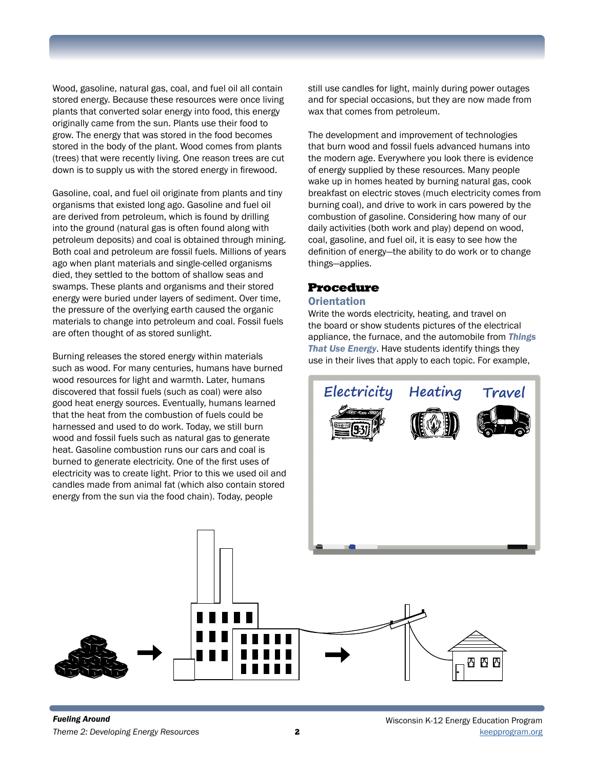Wood, gasoline, natural gas, coal, and fuel oil all contain stored energy. Because these resources were once living plants that converted solar energy into food, this energy originally came from the sun. Plants use their food to grow. The energy that was stored in the food becomes stored in the body of the plant. Wood comes from plants (trees) that were recently living. One reason trees are cut down is to supply us with the stored energy in firewood.

Gasoline, coal, and fuel oil originate from plants and tiny organisms that existed long ago. Gasoline and fuel oil are derived from petroleum, which is found by drilling into the ground (natural gas is often found along with petroleum deposits) and coal is obtained through mining. Both coal and petroleum are fossil fuels. Millions of years ago when plant materials and single-celled organisms died, they settled to the bottom of shallow seas and swamps. These plants and organisms and their stored energy were buried under layers of sediment. Over time, the pressure of the overlying earth caused the organic materials to change into petroleum and coal. Fossil fuels are often thought of as stored sunlight.

Burning releases the stored energy within materials such as wood. For many centuries, humans have burned wood resources for light and warmth. Later, humans discovered that fossil fuels (such as coal) were also good heat energy sources. Eventually, humans learned that the heat from the combustion of fuels could be harnessed and used to do work. Today, we still burn wood and fossil fuels such as natural gas to generate heat. Gasoline combustion runs our cars and coal is burned to generate electricity. One of the first uses of electricity was to create light. Prior to this we used oil and candles made from animal fat (which also contain stored energy from the sun via the food chain). Today, people still use candles for light, mainly during power outages and for special occasions, but they are now made from wax that comes from petroleum.

The development and improvement of technologies that burn wood and fossil fuels advanced humans into the modern age. Everywhere you look there is evidence of energy supplied by these resources. Many people wake up in homes heated by burning natural gas, cook breakfast on electric stoves (much electricity comes from burning coal), and drive to work in cars powered by the combustion of gasoline. Considering how many of our daily activities (both work and play) depend on wood, coal, gasoline, and fuel oil, it is easy to see how the definition of energy—the ability to do work or to change things—applies.

## Procedure

### Orientation

Write the words electricity, heating, and travel on the board or show students pictures of the electrical appliance, the furnace, and the automobile from ***Things That Use Energy***. Have students identify things they use in their lives that apply to each topic. For example,

Electricity Heating Travel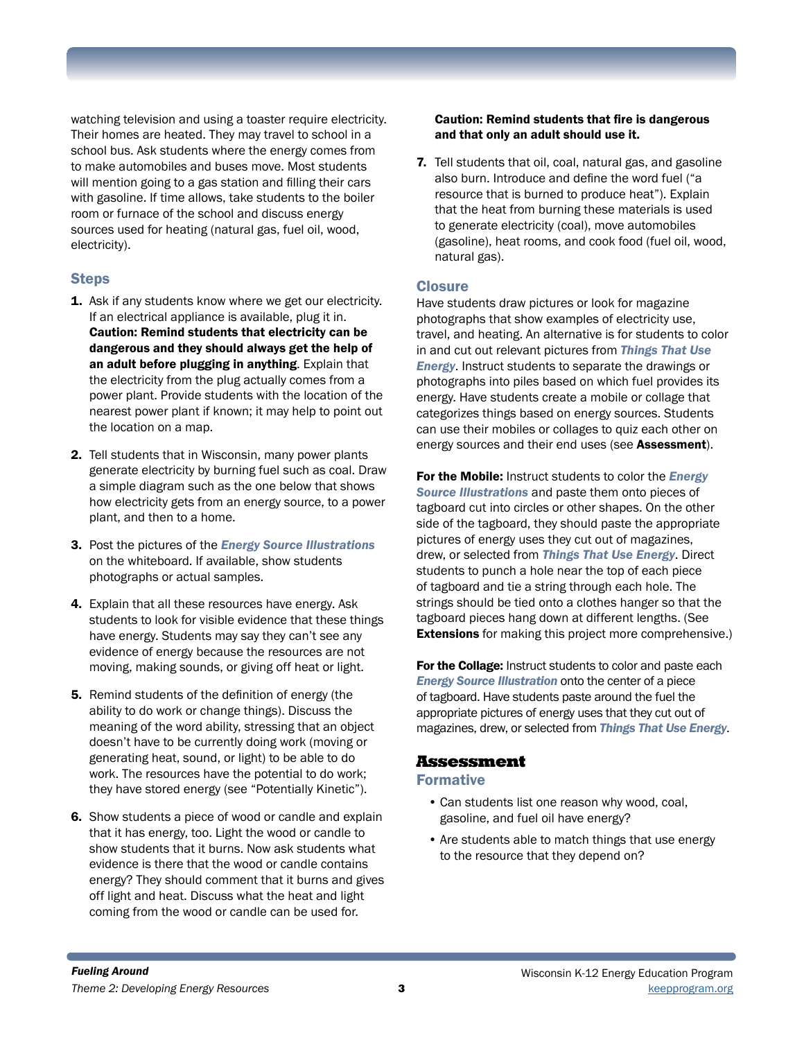watching television and using a toaster require electricity. Their homes are heated. They may travel to school in a school bus. Ask students where the energy comes from to make automobiles and buses move. Most students will mention going to a gas station and filling their cars with gasoline. If time allows, take students to the boiler room or furnace of the school and discuss energy sources used for heating (natural gas, fuel oil, wood, electricity).

### Steps

1. Ask if any students know where we get our electricity. If an electrical appliance is available, plug it in. **Caution: Remind students that electricity can be dangerous and they should always get the help of an adult before plugging in anything**. Explain that the electricity from the plug actually comes from a power plant. Provide students with the location of the nearest power plant if known; it may help to point out the location on a map.

2. Tell students that in Wisconsin, many power plants generate electricity by burning fuel such as coal. Draw a simple diagram such as the one below that shows how electricity gets from an energy source, to a power plant, and then to a home.

3. Post the pictures of the ***Energy Source Illustrations*** on the whiteboard. If available, show students photographs or actual samples.

4. Explain that all these resources have energy. Ask students to look for visible evidence that these things have energy. Students may say they can't see any evidence of energy because the resources are not moving, making sounds, or giving off heat or light.

5. Remind students of the definition of energy (the ability to do work or change things). Discuss the meaning of the word ability, stressing that an object doesn't have to be currently doing work (moving or generating heat, sound, or light) to be able to do work. The resources have the potential to do work; they have stored energy (see "Potentially Kinetic").

6. Show students a piece of wood or candle and explain that it has energy, too. Light the wood or candle to show students that it burns. Now ask students what evidence is there that the wood or candle contains energy? They should comment that it burns and gives off light and heat. Discuss what the heat and light coming from the wood or candle can be used for.

   **Caution: Remind students that fire is dangerous and that only an adult should use it.**

7. Tell students that oil, coal, natural gas, and gasoline also burn. Introduce and define the word fuel ("a resource that is burned to produce heat"). Explain that the heat from burning these materials is used to generate electricity (coal), move automobiles (gasoline), heat rooms, and cook food (fuel oil, wood, natural gas).

### Closure

Have students draw pictures or look for magazine photographs that show examples of electricity use, travel, and heating. An alternative is for students to color in and cut out relevant pictures from ***Things That Use Energy***. Instruct students to separate the drawings or photographs into piles based on which fuel provides its energy. Have students create a mobile or collage that categorizes things based on energy sources. Students can use their mobiles or collages to quiz each other on energy sources and their end uses (see **Assessment**).

**For the Mobile:** Instruct students to color the ***Energy Source Illustrations*** and paste them onto pieces of tagboard cut into circles or other shapes. On the other side of the tagboard, they should paste the appropriate pictures of energy uses they cut out of magazines, drew, or selected from ***Things That Use Energy***. Direct students to punch a hole near the top of each piece of tagboard and tie a string through each hole. The strings should be tied onto a clothes hanger so that the tagboard pieces hang down at different lengths. (See **Extensions** for making this project more comprehensive.)

**For the Collage:** Instruct students to color and paste each ***Energy Source Illustration*** onto the center of a piece of tagboard. Have students paste around the fuel the appropriate pictures of energy uses that they cut out of magazines, drew, or selected from ***Things That Use Energy***.

## Assessment

### Formative

- Can students list one reason why wood, coal, gasoline, and fuel oil have energy?
- Are students able to match things that use energy to the resource that they depend on?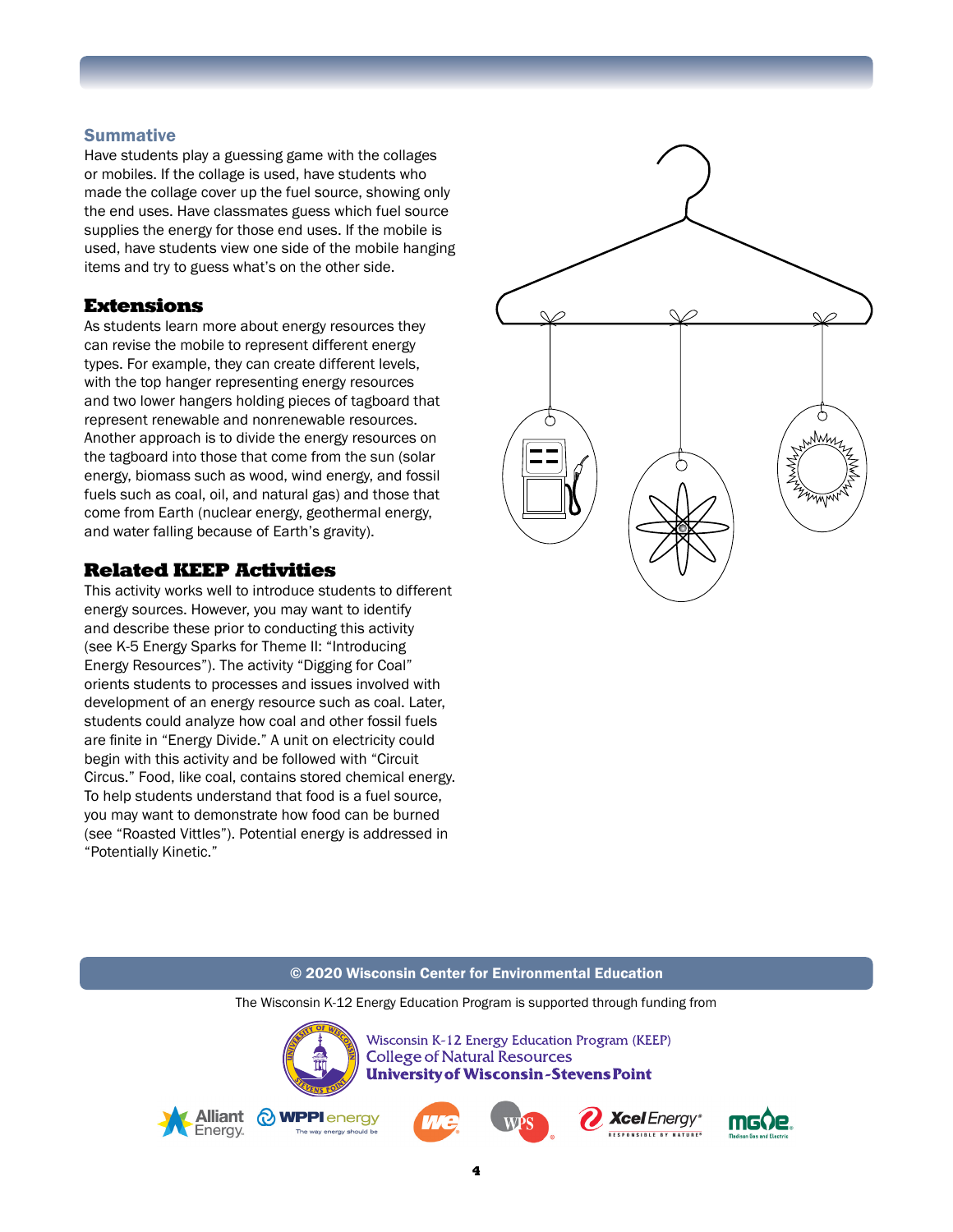### Summative

Have students play a guessing game with the collages or mobiles. If the collage is used, have students who made the collage cover up the fuel source, showing only the end uses. Have classmates guess which fuel source supplies the energy for those end uses. If the mobile is used, have students view one side of the mobile hanging items and try to guess what's on the other side.

## Extensions

As students learn more about energy resources they can revise the mobile to represent different energy types. For example, they can create different levels, with the top hanger representing energy resources and two lower hangers holding pieces of tagboard that represent renewable and nonrenewable resources. Another approach is to divide the energy resources on the tagboard into those that come from the sun (solar energy, biomass such as wood, wind energy, and fossil fuels such as coal, oil, and natural gas) and those that come from Earth (nuclear energy, geothermal energy, and water falling because of Earth's gravity).

## Related KEEP Activities

This activity works well to introduce students to different energy sources. However, you may want to identify and describe these prior to conducting this activity (see K-5 Energy Sparks for Theme II: "Introducing Energy Resources"). The activity "Digging for Coal" orients students to processes and issues involved with development of an energy resource such as coal. Later, students could analyze how coal and other fossil fuels are finite in "Energy Divide." A unit on electricity could begin with this activity and be followed with "Circuit Circus." Food, like coal, contains stored chemical energy. To help students understand that food is a fuel source, you may want to demonstrate how food can be burned (see "Roasted Vittles"). Potential energy is addressed in "Potentially Kinetic."

© 2020 Wisconsin Center for Environmental Education

The Wisconsin K-12 Energy Education Program is supported through funding from

Wisconsin K-12 Energy Education Program (KEEP)
College of Natural Resources
University of Wisconsin-Stevens Point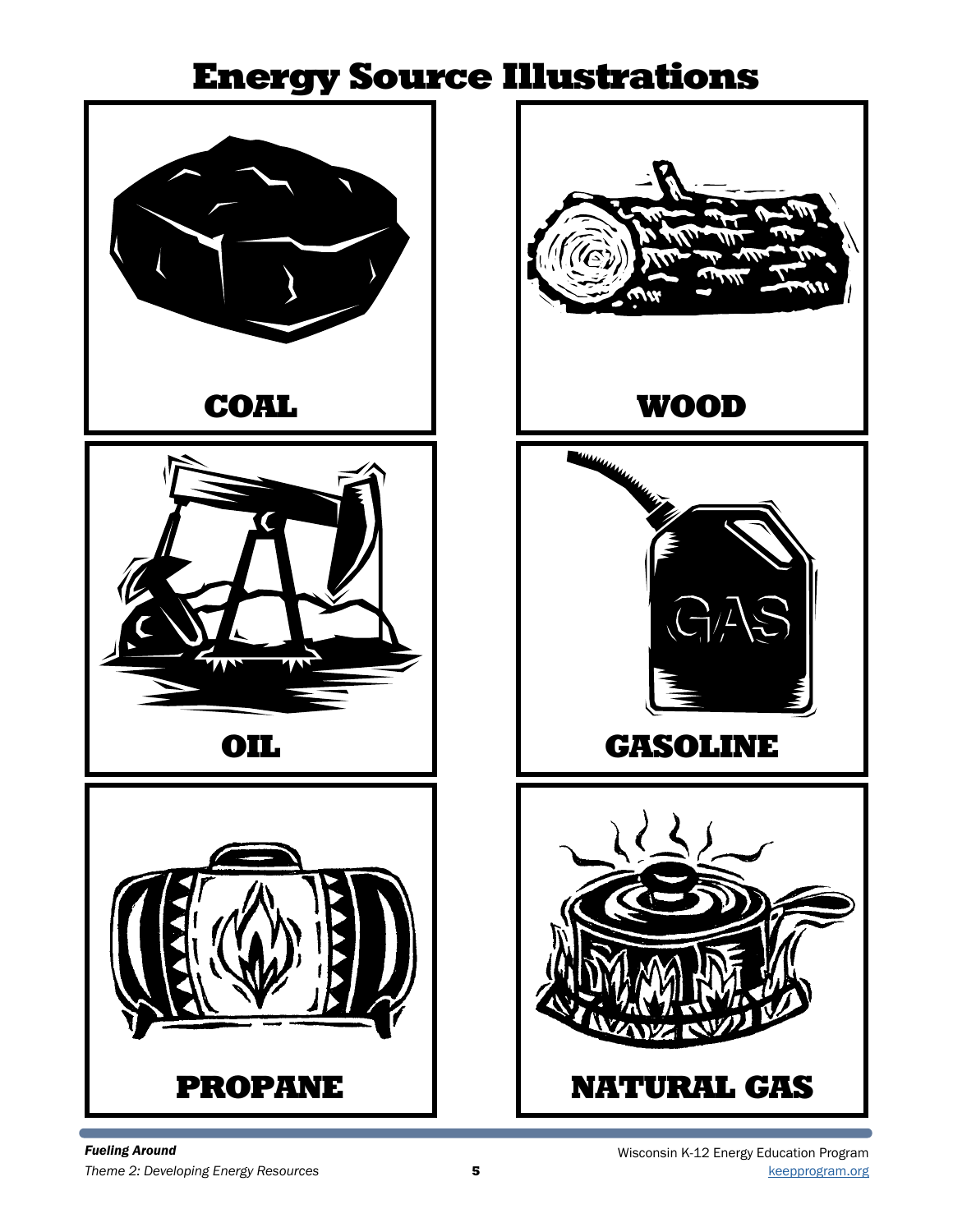# Energy Source Illustrations

COAL

WOOD

OIL

GASOLINE

PROPANE

NATURAL GAS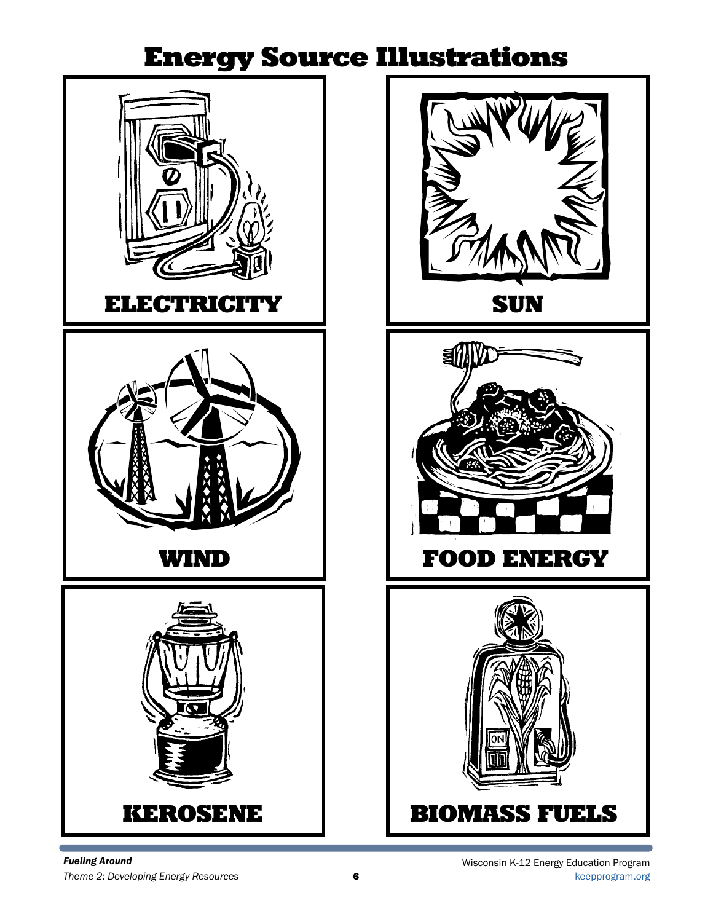# Energy Source Illustrations

ELECTRICITY

SUN

WIND

FOOD ENERGY

KEROSENE

BIOMASS FUELS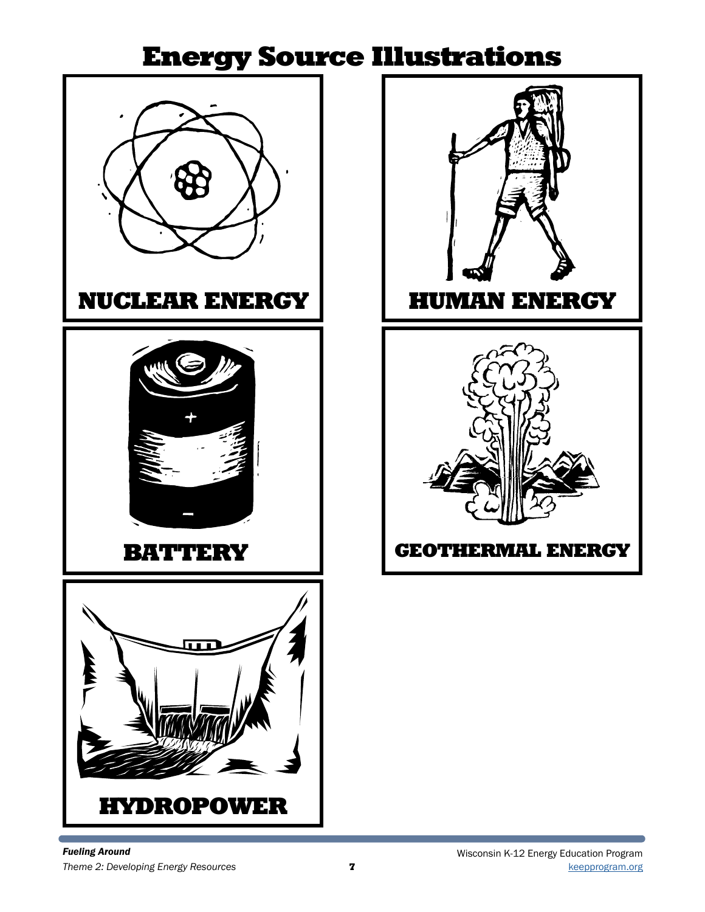# Energy Source Illustrations

NUCLEAR ENERGY

HUMAN ENERGY

BATTERY

GEOTHERMAL ENERGY

HYDROPOWER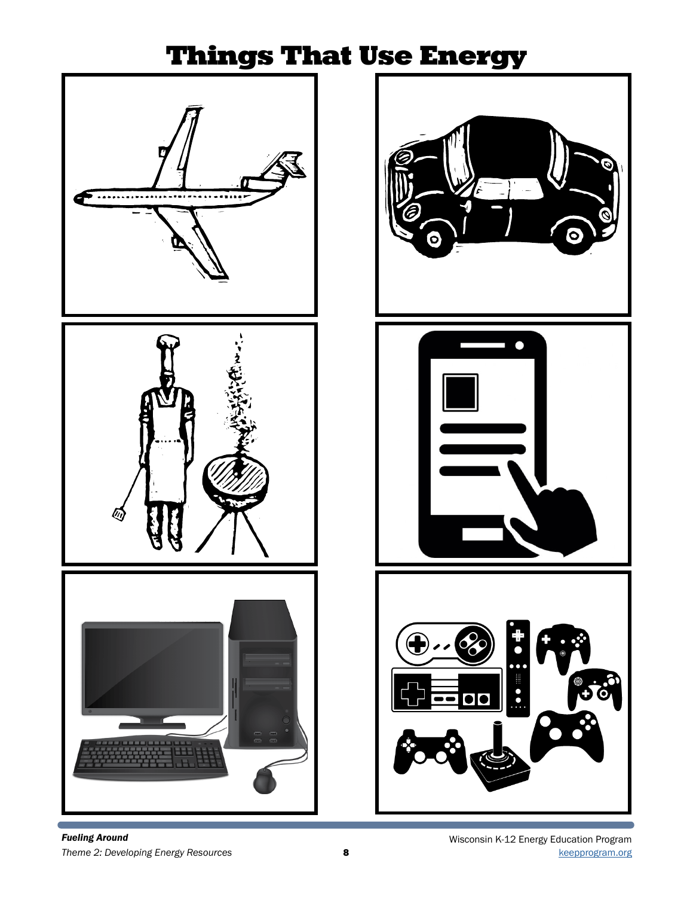# Things That Use Energy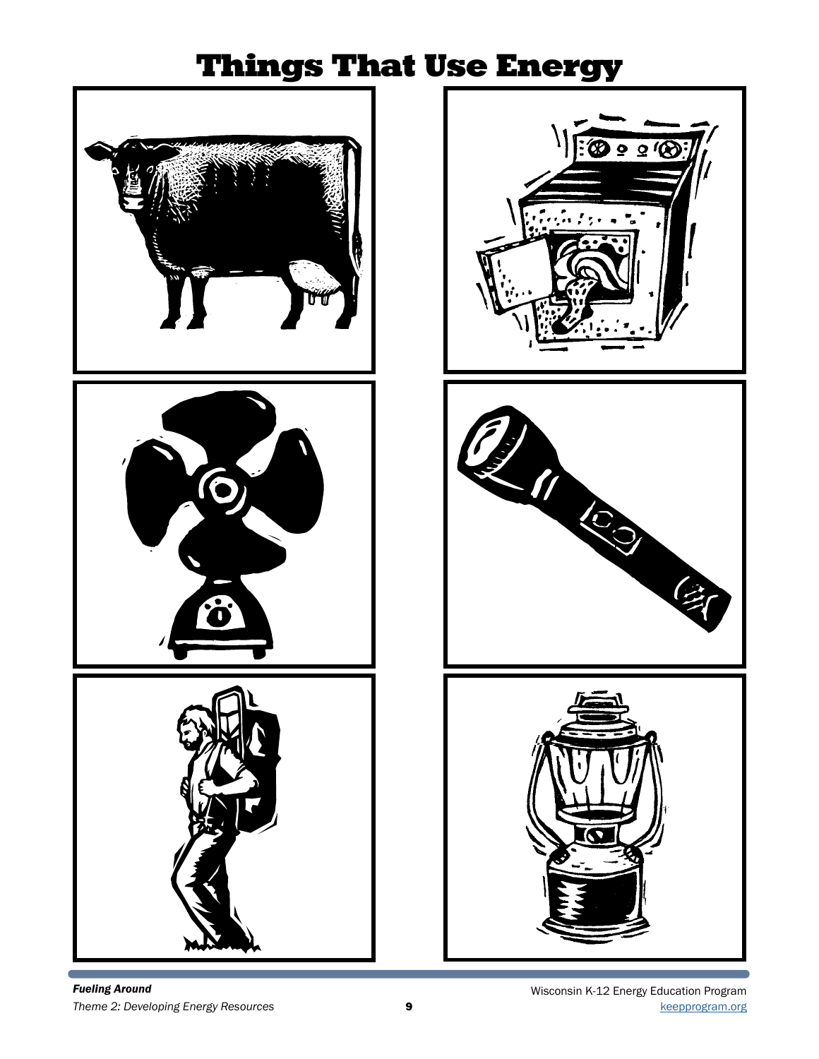# Things That Use Energy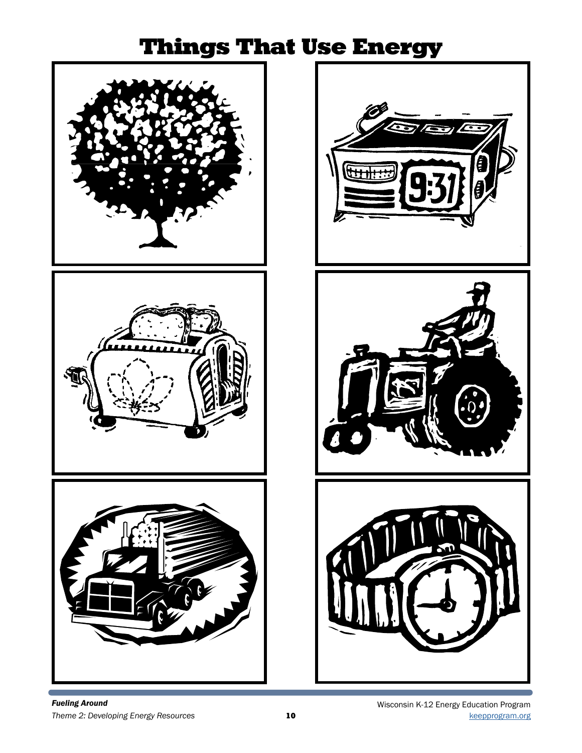# Things That Use Energy